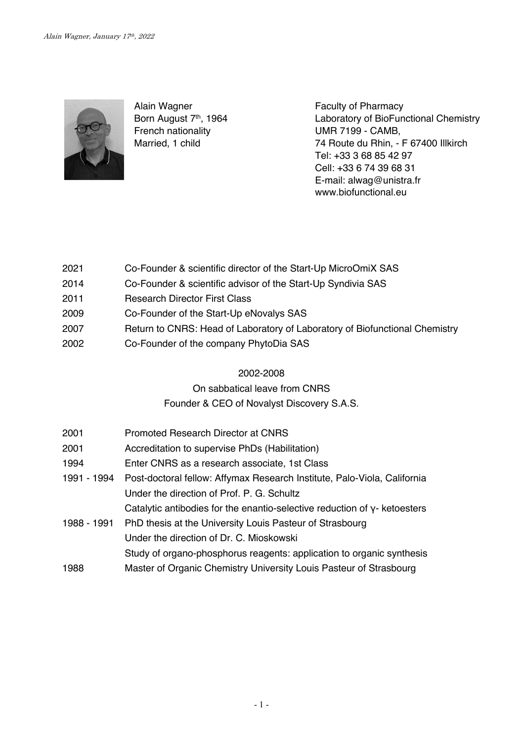Alain Wagner
Born August 7th, 1964
French nationality
Married, 1 child

Faculty of Pharmacy
Laboratory of BioFunctional Chemistry
UMR 7199 - CAMB,
74 Route du Rhin, - F 67400 Illkirch
Tel: +33 3 68 85 42 97
Cell: +33 6 74 39 68 31
E-mail: alwag@unistra.fr
www.biofunctional.eu

| | |
|---|---|
| 2021 | Co-Founder & scientific director of the Start-Up MicroOmiX SAS |
| 2014 | Co-Founder & scientific advisor of the Start-Up Syndivia SAS |
| 2011 | Research Director First Class |
| 2009 | Co-Founder of the Start-Up eNovalys SAS |
| 2007 | Return to CNRS: Head of Laboratory of Laboratory of Biofunctional Chemistry |
| 2002 | Co-Founder of the company PhytoDia SAS |

2002-2008
On sabbatical leave from CNRS
Founder & CEO of Novalyst Discovery S.A.S.

| | |
|---|---|
| 2001 | Promoted Research Director at CNRS |
| 2001 | Accreditation to supervise PhDs (Habilitation) |
| 1994 | Enter CNRS as a research associate, 1st Class |
| 1991 - 1994 | Post-doctoral fellow: Affymax Research Institute, Palo-Viola, California<br>Under the direction of Prof. P. G. Schultz<br>Catalytic antibodies for the enantio-selective reduction of γ- ketoesters |
| 1988 - 1991 | PhD thesis at the University Louis Pasteur of Strasbourg<br>Under the direction of Dr. C. Mioskowski<br>Study of organo-phosphorus reagents: application to organic synthesis |
| 1988 | Master of Organic Chemistry University Louis Pasteur of Strasbourg |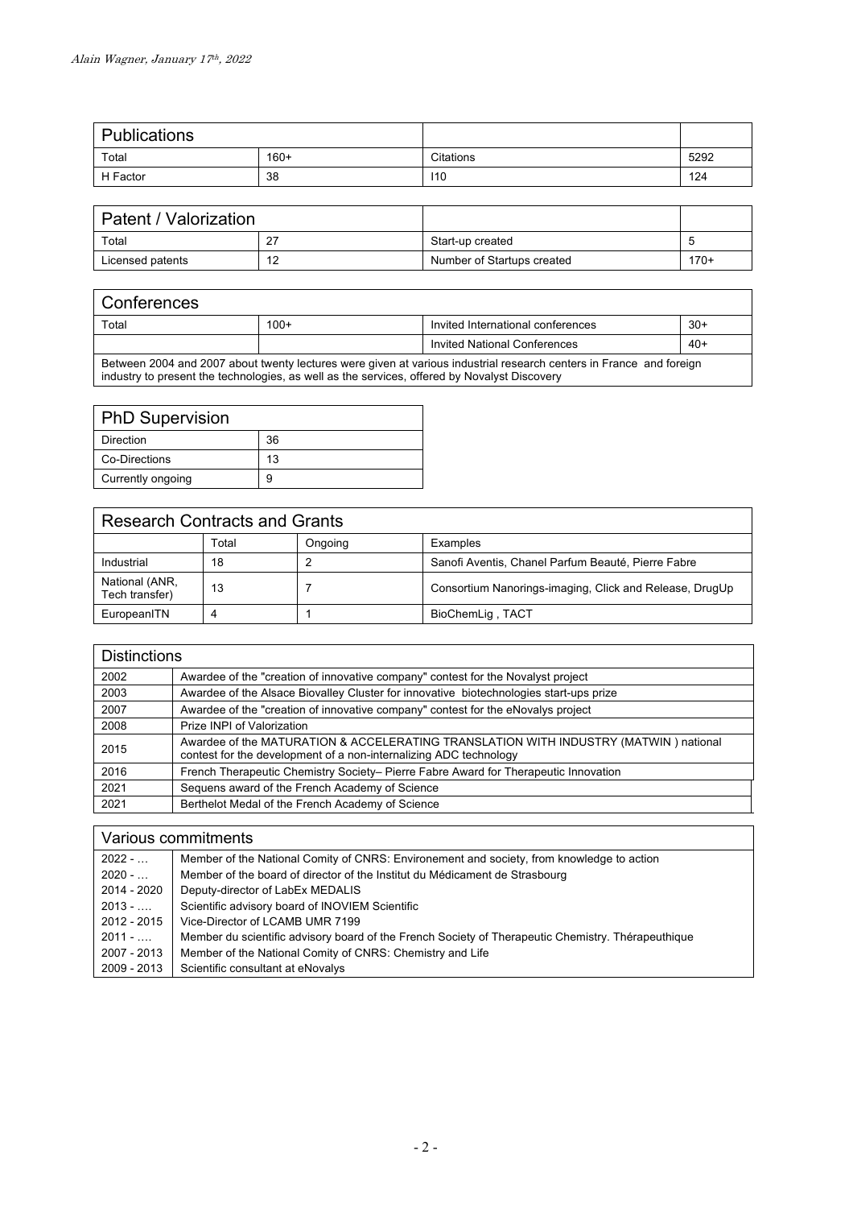| Publications | | | |
|---|---|---|---|
| Total | 160+ | Citations | 5292 |
| H Factor | 38 | I10 | 124 |

| Patent / Valorization | | | |
|---|---|---|---|
| Total | 27 | Start-up created | 5 |
| Licensed patents | 12 | Number of Startups created | 170+ |

| Conferences | | | |
|---|---|---|---|
| Total | 100+ | Invited International conferences | 30+ |
| | | Invited National Conferences | 40+ |
| Between 2004 and 2007 about twenty lectures were given at various industrial research centers in France and foreign industry to present the technologies, as well as the services, offered by Novalyst Discovery | | | |

| PhD Supervision | |
|---|---|
| Direction | 36 |
| Co-Directions | 13 |
| Currently ongoing | 9 |

| Research Contracts and Grants | | | |
|---|---|---|---|
| | Total | Ongoing | Examples |
| Industrial | 18 | 2 | Sanofi Aventis, Chanel Parfum Beauté, Pierre Fabre |
| National (ANR, Tech transfer) | 13 | 7 | Consortium Nanorings-imaging, Click and Release, DrugUp |
| EuropeanITN | 4 | 1 | BioChemLig , TACT |

| Distinctions | |
|---|---|
| 2002 | Awardee of the "creation of innovative company" contest for the Novalyst project |
| 2003 | Awardee of the Alsace Biovalley Cluster for innovative biotechnologies start-ups prize |
| 2007 | Awardee of the "creation of innovative company" contest for the eNovalys project |
| 2008 | Prize INPI of Valorization |
| 2015 | Awardee of the MATURATION & ACCELERATING TRANSLATION WITH INDUSTRY (MATWIN ) national contest for the development of a non-internalizing ADC technology |
| 2016 | French Therapeutic Chemistry Society– Pierre Fabre Award for Therapeutic Innovation |
| 2021 | Sequens award of the French Academy of Science |
| 2021 | Berthelot Medal of the French Academy of Science |

| Various commitments | |
|---|---|
| 2022 - … | Member of the National Comity of CNRS: Environement and society, from knowledge to action |
| 2020 - … | Member of the board of director of the Institut du Médicament de Strasbourg |
| 2014 - 2020 | Deputy-director of LabEx MEDALIS |
| 2013 - …. | Scientific advisory board of INOVIEM Scientific |
| 2012 - 2015 | Vice-Director of LCAMB UMR 7199 |
| 2011 - …. | Member du scientific advisory board of the French Society of Therapeutic Chemistry. Thérapeuthique |
| 2007 - 2013 | Member of the National Comity of CNRS: Chemistry and Life |
| 2009 - 2013 | Scientific consultant at eNovalys |